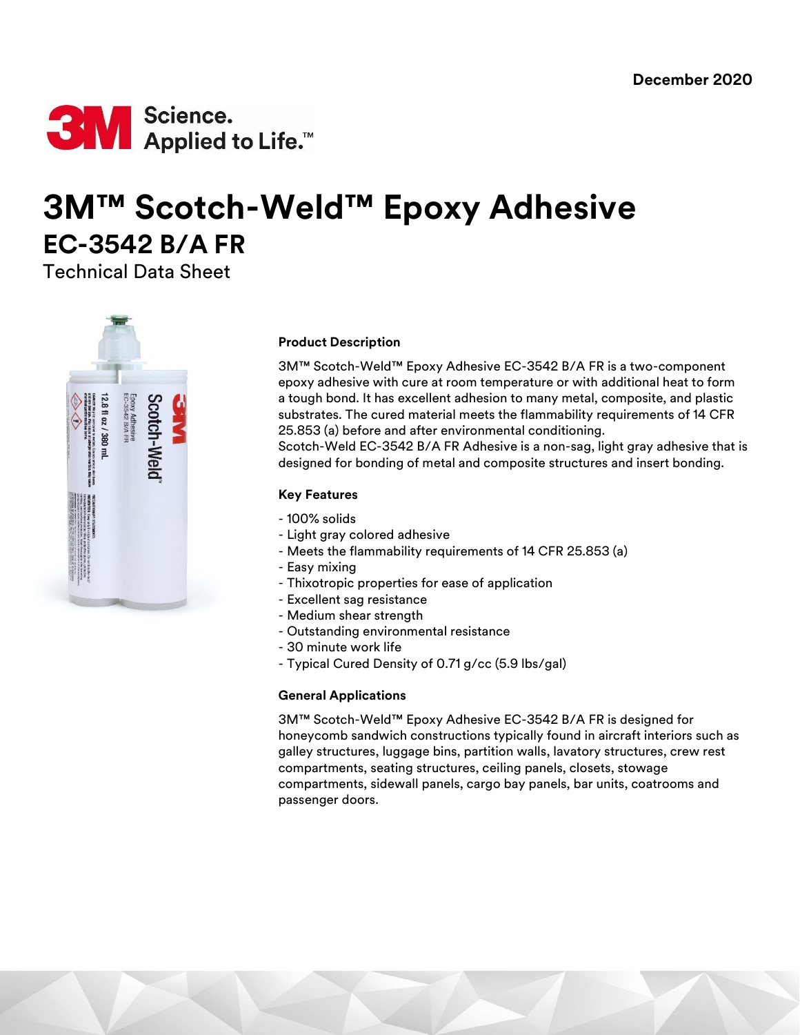December 2020

# 3M™ Scotch-Weld™ Epoxy Adhesive
## EC-3542 B/A FR
Technical Data Sheet

### Product Description

3M™ Scotch-Weld™ Epoxy Adhesive EC-3542 B/A FR is a two-component epoxy adhesive with cure at room temperature or with additional heat to form a tough bond. It has excellent adhesion to many metal, composite, and plastic substrates. The cured material meets the flammability requirements of 14 CFR 25.853 (a) before and after environmental conditioning.
Scotch-Weld EC-3542 B/A FR Adhesive is a non-sag, light gray adhesive that is designed for bonding of metal and composite structures and insert bonding.

### Key Features

- 100% solids
- Light gray colored adhesive
- Meets the flammability requirements of 14 CFR 25.853 (a)
- Easy mixing
- Thixotropic properties for ease of application
- Excellent sag resistance
- Medium shear strength
- Outstanding environmental resistance
- 30 minute work life
- Typical Cured Density of 0.71 g/cc (5.9 lbs/gal)

### General Applications

3M™ Scotch-Weld™ Epoxy Adhesive EC-3542 B/A FR is designed for honeycomb sandwich constructions typically found in aircraft interiors such as galley structures, luggage bins, partition walls, lavatory structures, crew rest compartments, seating structures, ceiling panels, closets, stowage compartments, sidewall panels, cargo bay panels, bar units, coatrooms and passenger doors.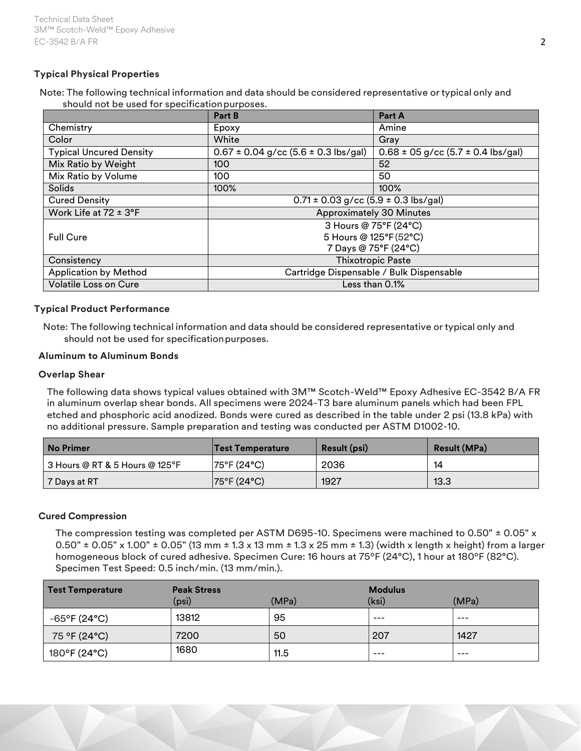### Typical Physical Properties

Note: The following technical information and data should be considered representative or typical only and should not be used for specification purposes.

| | Part B | Part A |
|---|---|---|
| Chemistry | Epoxy | Amine |
| Color | White | Gray |
| Typical Uncured Density | 0.67 ± 0.04 g/cc (5.6 ± 0.3 lbs/gal) | 0.68 ± 05 g/cc (5.7 ± 0.4 lbs/gal) |
| Mix Ratio by Weight | 100 | 52 |
| Mix Ratio by Volume | 100 | 50 |
| Solids | 100% | 100% |
| Cured Density | 0.71 ± 0.03 g/cc (5.9 ± 0.3 lbs/gal) | |
| Work Life at 72 ± 3°F | Approximately 30 Minutes | |
| Full Cure | 3 Hours @ 75°F (24°C)<br>5 Hours @ 125°F (52°C)<br>7 Days @ 75°F (24°C) | |
| Consistency | Thixotropic Paste | |
| Application by Method | Cartridge Dispensable / Bulk Dispensable | |
| Volatile Loss on Cure | Less than 0.1% | |

### Typical Product Performance

Note: The following technical information and data should be considered representative or typical only and should not be used for specification purposes.

**Aluminum to Aluminum Bonds**

**Overlap Shear**

The following data shows typical values obtained with 3M™ Scotch-Weld™ Epoxy Adhesive EC-3542 B/A FR in aluminum overlap shear bonds. All specimens were 2024-T3 bare aluminum panels which had been FPL etched and phosphoric acid anodized. Bonds were cured as described in the table under 2 psi (13.8 kPa) with no additional pressure. Sample preparation and testing was conducted per ASTM D1002-10.

| No Primer | Test Temperature | Result (psi) | Result (MPa) |
|---|---|---|---|
| 3 Hours @ RT & 5 Hours @ 125°F | 75°F (24°C) | 2036 | 14 |
| 7 Days at RT | 75°F (24°C) | 1927 | 13.3 |

**Cured Compression**

The compression testing was completed per ASTM D695-10. Specimens were machined to 0.50" ± 0.05" x 0.50" ± 0.05" x 1.00" ± 0.05" (13 mm ± 1.3 x 13 mm ± 1.3 x 25 mm ± 1.3) (width x length x height) from a larger homogeneous block of cured adhesive. Specimen Cure: 16 hours at 75°F (24°C), 1 hour at 180°F (82°C). Specimen Test Speed: 0.5 inch/min. (13 mm/min.).

| Test Temperature | Peak Stress | | Modulus | |
|---|---|---|---|---|
| | (psi) | (MPa) | (ksi) | (MPa) |
| -65°F (24°C) | 13812 | 95 | --- | --- |
| 75 °F (24°C) | 7200 | 50 | 207 | 1427 |
| 180°F (24°C) | 1680 | 11.5 | --- | --- |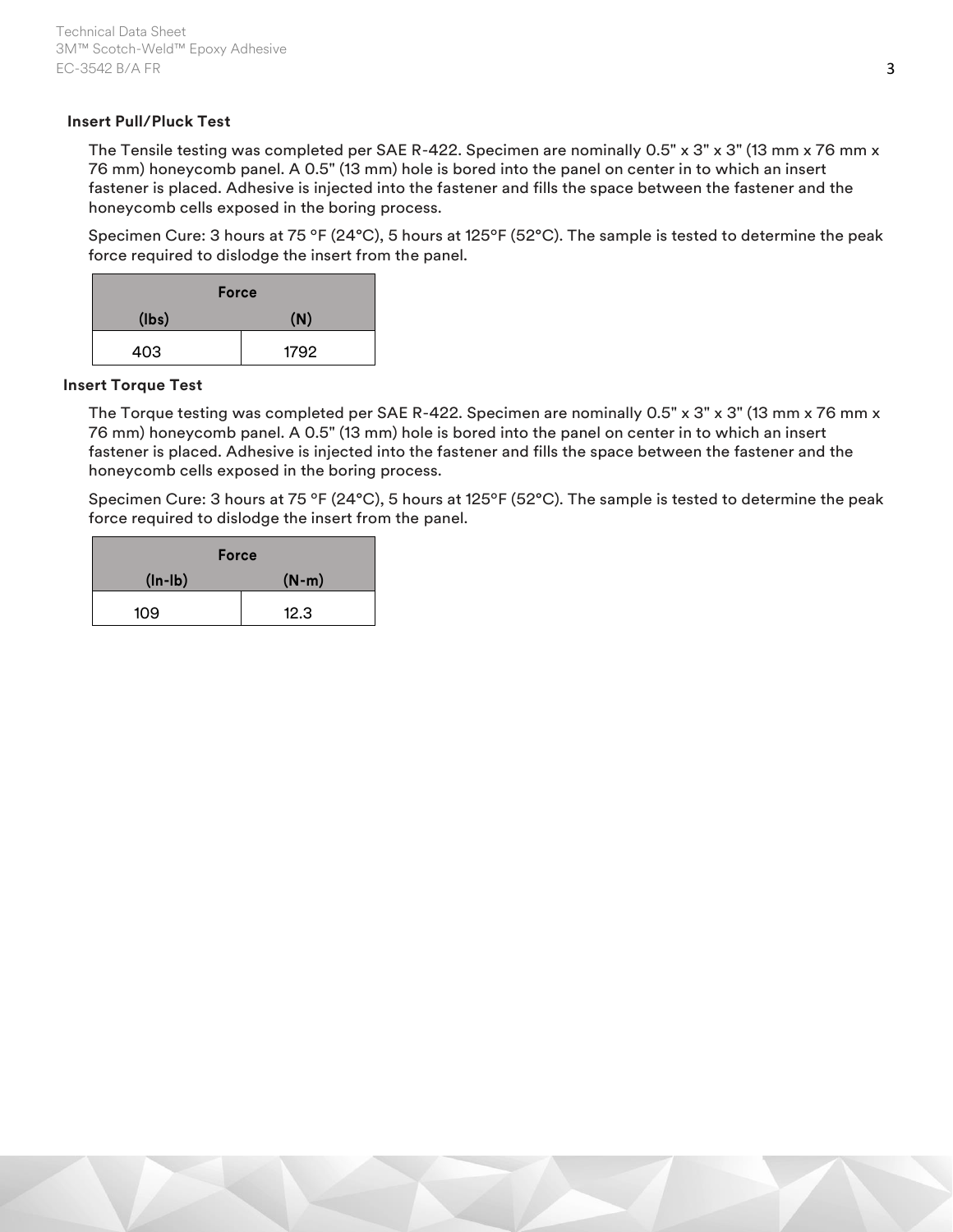### Insert Pull/Pluck Test

The Tensile testing was completed per SAE R-422. Specimen are nominally 0.5" x 3" x 3" (13 mm x 76 mm x 76 mm) honeycomb panel. A 0.5" (13 mm) hole is bored into the panel on center in to which an insert fastener is placed. Adhesive is injected into the fastener and fills the space between the fastener and the honeycomb cells exposed in the boring process.

Specimen Cure: 3 hours at 75 °F (24°C), 5 hours at 125°F (52°C). The sample is tested to determine the peak force required to dislodge the insert from the panel.

| Force | |
|---|---|
| (lbs) | (N) |
| 403 | 1792 |

### Insert Torque Test

The Torque testing was completed per SAE R-422. Specimen are nominally 0.5" x 3" x 3" (13 mm x 76 mm x 76 mm) honeycomb panel. A 0.5" (13 mm) hole is bored into the panel on center in to which an insert fastener is placed. Adhesive is injected into the fastener and fills the space between the fastener and the honeycomb cells exposed in the boring process.

Specimen Cure: 3 hours at 75 °F (24°C), 5 hours at 125°F (52°C). The sample is tested to determine the peak force required to dislodge the insert from the panel.

| Force | |
|---|---|
| (In-lb) | (N-m) |
| 109 | 12.3 |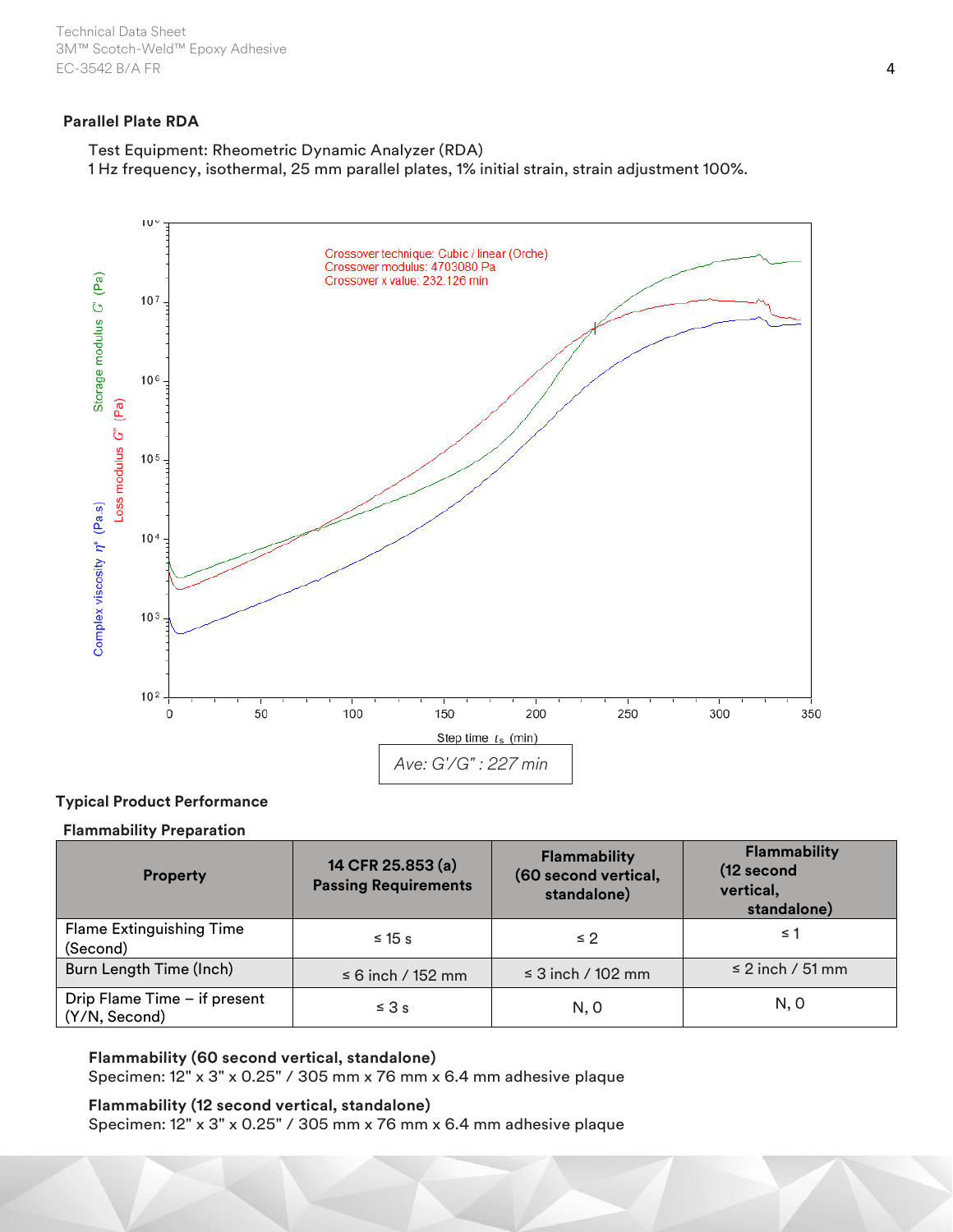### Parallel Plate RDA

Test Equipment: Rheometric Dynamic Analyzer (RDA)
1 Hz frequency, isothermal, 25 mm parallel plates, 1% initial strain, strain adjustment 100%.

Crossover technique: Cubic / linear (Orche)
Crossover modulus: 4703080 Pa
Crossover x value: 232.126 min

*Ave: G'/G" : 227 min*

## Typical Product Performance

### Flammability Preparation

| Property | 14 CFR 25.853 (a) Passing Requirements | Flammability (60 second vertical, standalone) | Flammability (12 second vertical, standalone) |
| --- | --- | --- | --- |
| Flame Extinguishing Time (Second) | ≤ 15 s | ≤ 2 | ≤ 1 |
| Burn Length Time (Inch) | ≤ 6 inch / 152 mm | ≤ 3 inch / 102 mm | ≤ 2 inch / 51 mm |
| Drip Flame Time – if present (Y/N, Second) | ≤ 3 s | N, 0 | N, 0 |

**Flammability (60 second vertical, standalone)**
Specimen: 12" x 3" x 0.25" / 305 mm x 76 mm x 6.4 mm adhesive plaque

**Flammability (12 second vertical, standalone)**
Specimen: 12" x 3" x 0.25" / 305 mm x 76 mm x 6.4 mm adhesive plaque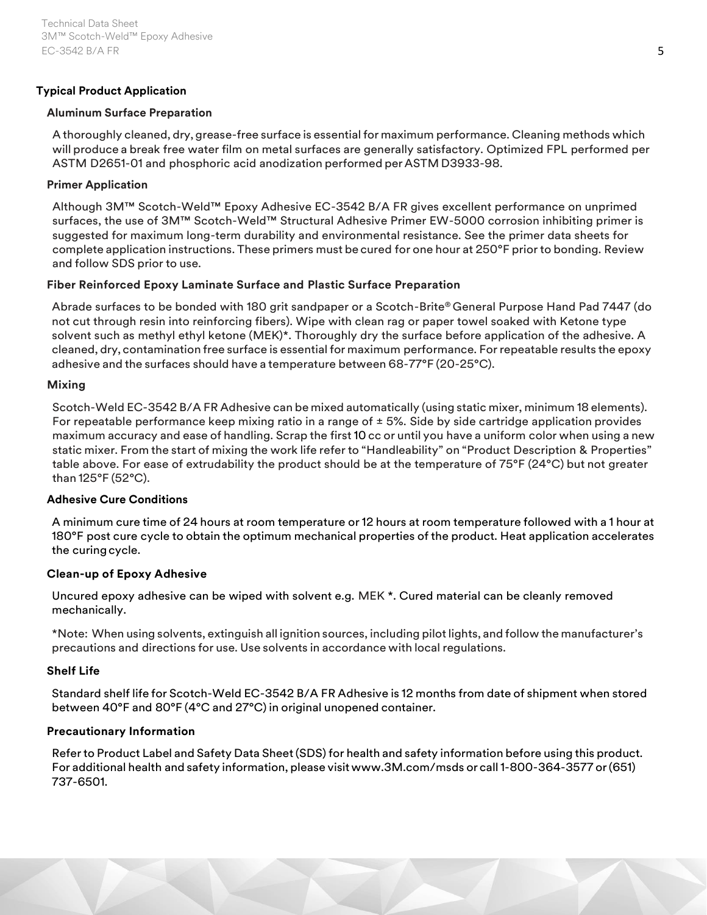## Typical Product Application

### Aluminum Surface Preparation

A thoroughly cleaned, dry, grease-free surface is essential for maximum performance. Cleaning methods which will produce a break free water film on metal surfaces are generally satisfactory. Optimized FPL performed per ASTM D2651-01 and phosphoric acid anodization performed per ASTM D3933-98.

### Primer Application

Although 3M™ Scotch-Weld™ Epoxy Adhesive EC-3542 B/A FR gives excellent performance on unprimed surfaces, the use of 3M™ Scotch-Weld™ Structural Adhesive Primer EW-5000 corrosion inhibiting primer is suggested for maximum long-term durability and environmental resistance. See the primer data sheets for complete application instructions. These primers must be cured for one hour at 250°F prior to bonding. Review and follow SDS prior to use.

### Fiber Reinforced Epoxy Laminate Surface and Plastic Surface Preparation

Abrade surfaces to be bonded with 180 grit sandpaper or a Scotch-Brite® General Purpose Hand Pad 7447 (do not cut through resin into reinforcing fibers). Wipe with clean rag or paper towel soaked with Ketone type solvent such as methyl ethyl ketone (MEK)*. Thoroughly dry the surface before application of the adhesive. A cleaned, dry, contamination free surface is essential for maximum performance. For repeatable results the epoxy adhesive and the surfaces should have a temperature between 68-77°F (20-25°C).

### Mixing

Scotch-Weld EC-3542 B/A FR Adhesive can be mixed automatically (using static mixer, minimum 18 elements). For repeatable performance keep mixing ratio in a range of ± 5%. Side by side cartridge application provides maximum accuracy and ease of handling. Scrap the first 10 cc or until you have a uniform color when using a new static mixer. From the start of mixing the work life refer to "Handleability" on "Product Description & Properties" table above. For ease of extrudability the product should be at the temperature of 75°F (24°C) but not greater than 125°F (52°C).

### Adhesive Cure Conditions

A minimum cure time of 24 hours at room temperature or 12 hours at room temperature followed with a 1 hour at 180°F post cure cycle to obtain the optimum mechanical properties of the product. Heat application accelerates the curing cycle.

### Clean-up of Epoxy Adhesive

Uncured epoxy adhesive can be wiped with solvent e.g. MEK *. Cured material can be cleanly removed mechanically.

*Note: When using solvents, extinguish all ignition sources, including pilot lights, and follow the manufacturer's precautions and directions for use. Use solvents in accordance with local regulations.

### Shelf Life

Standard shelf life for Scotch-Weld EC-3542 B/A FR Adhesive is 12 months from date of shipment when stored between 40°F and 80°F (4°C and 27°C) in original unopened container.

### Precautionary Information

Refer to Product Label and Safety Data Sheet (SDS) for health and safety information before using this product. For additional health and safety information, please visit www.3M.com/msds or call 1-800-364-3577 or (651) 737-6501.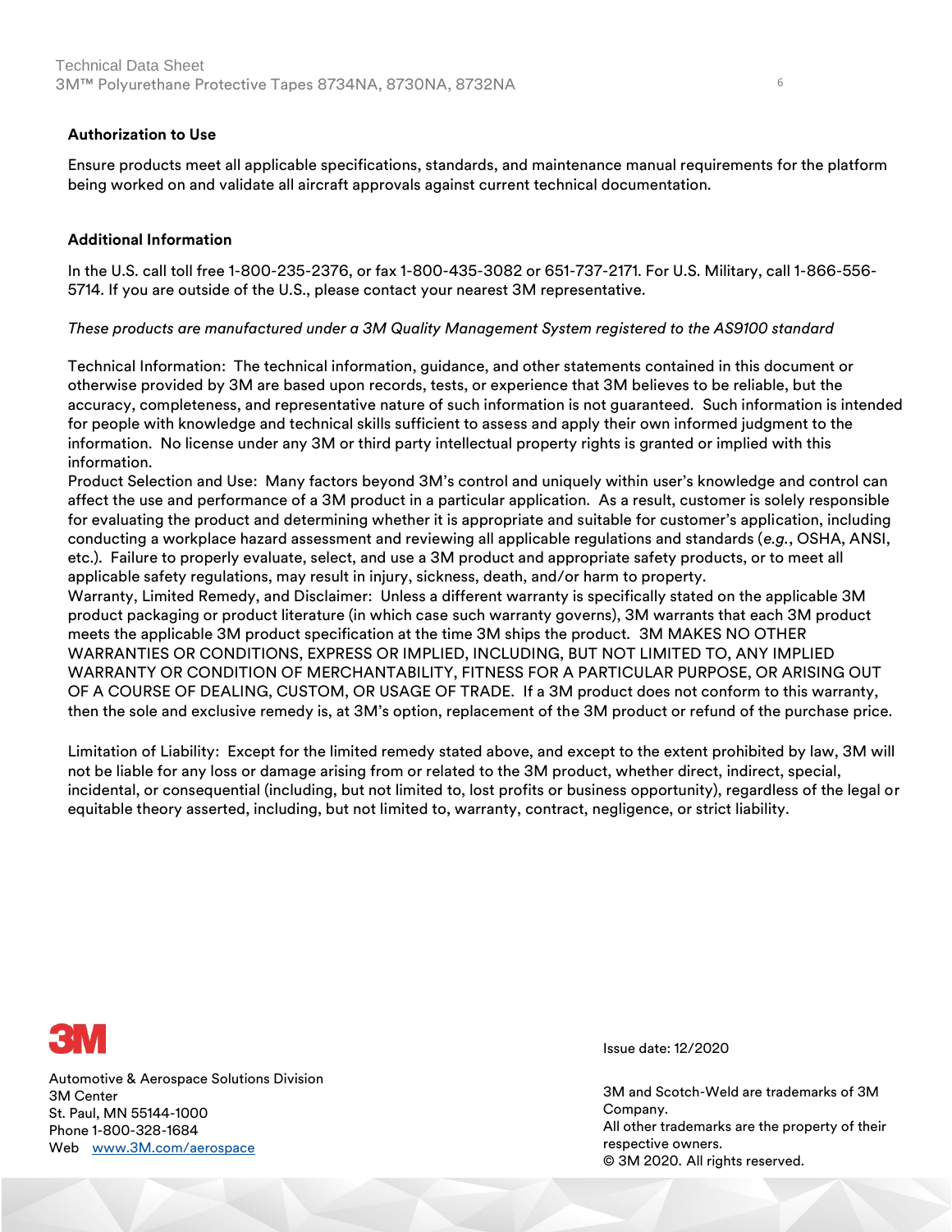### Authorization to Use

Ensure products meet all applicable specifications, standards, and maintenance manual requirements for the platform being worked on and validate all aircraft approvals against current technical documentation.

### Additional Information

In the U.S. call toll free 1-800-235-2376, or fax 1-800-435-3082 or 651-737-2171. For U.S. Military, call 1-866-556-5714. If you are outside of the U.S., please contact your nearest 3M representative.

*These products are manufactured under a 3M Quality Management System registered to the AS9100 standard*

Technical Information: The technical information, guidance, and other statements contained in this document or otherwise provided by 3M are based upon records, tests, or experience that 3M believes to be reliable, but the accuracy, completeness, and representative nature of such information is not guaranteed. Such information is intended for people with knowledge and technical skills sufficient to assess and apply their own informed judgment to the information. No license under any 3M or third party intellectual property rights is granted or implied with this information.

Product Selection and Use: Many factors beyond 3M's control and uniquely within user's knowledge and control can affect the use and performance of a 3M product in a particular application. As a result, customer is solely responsible for evaluating the product and determining whether it is appropriate and suitable for customer's application, including conducting a workplace hazard assessment and reviewing all applicable regulations and standards (*e.g.*, OSHA, ANSI, etc.). Failure to properly evaluate, select, and use a 3M product and appropriate safety products, or to meet all applicable safety regulations, may result in injury, sickness, death, and/or harm to property.

Warranty, Limited Remedy, and Disclaimer: Unless a different warranty is specifically stated on the applicable 3M product packaging or product literature (in which case such warranty governs), 3M warrants that each 3M product meets the applicable 3M product specification at the time 3M ships the product. 3M MAKES NO OTHER WARRANTIES OR CONDITIONS, EXPRESS OR IMPLIED, INCLUDING, BUT NOT LIMITED TO, ANY IMPLIED WARRANTY OR CONDITION OF MERCHANTABILITY, FITNESS FOR A PARTICULAR PURPOSE, OR ARISING OUT OF A COURSE OF DEALING, CUSTOM, OR USAGE OF TRADE. If a 3M product does not conform to this warranty, then the sole and exclusive remedy is, at 3M's option, replacement of the 3M product or refund of the purchase price.

Limitation of Liability: Except for the limited remedy stated above, and except to the extent prohibited by law, 3M will not be liable for any loss or damage arising from or related to the 3M product, whether direct, indirect, special, incidental, or consequential (including, but not limited to, lost profits or business opportunity), regardless of the legal or equitable theory asserted, including, but not limited to, warranty, contract, negligence, or strict liability.

3M

Automotive & Aerospace Solutions Division
3M Center
St. Paul, MN 55144-1000
Phone 1-800-328-1684
Web www.3M.com/aerospace

Issue date: 12/2020

3M and Scotch-Weld are trademarks of 3M Company.
All other trademarks are the property of their respective owners.
© 3M 2020. All rights reserved.